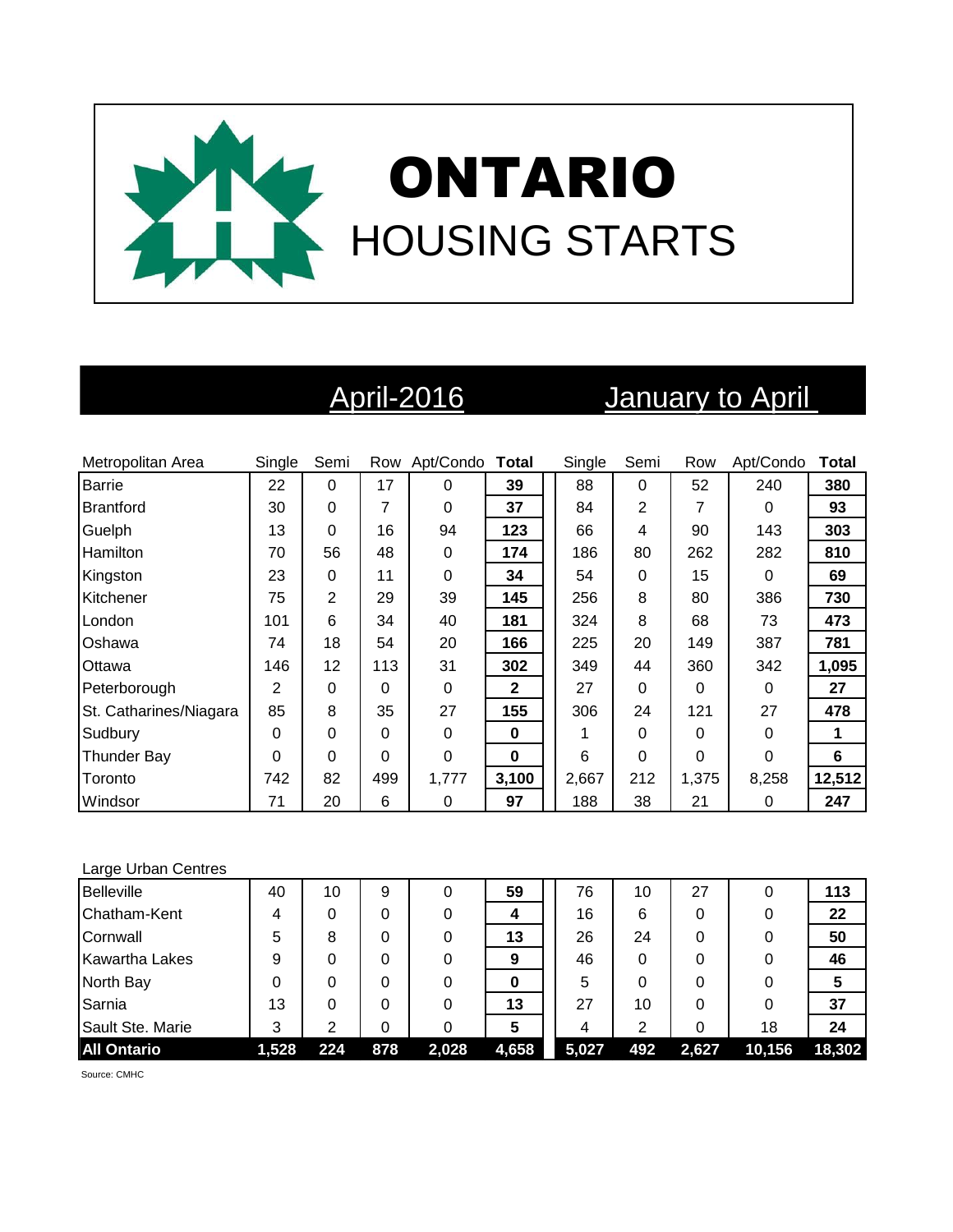# ONTARIO

## HOUSING STARTS

| | April-2016 | | | | | January to April | | | | |
|---|---|---|---|---|---|---|---|---|---|---|
| Metropolitan Area | Single | Semi | Row | Apt/Condo | **Total** | Single | Semi | Row | Apt/Condo | **Total** |
| Barrie | 22 | 0 | 17 | 0 | **39** | 88 | 0 | 52 | 240 | **380** |
| Brantford | 30 | 0 | 7 | 0 | **37** | 84 | 2 | 7 | 0 | **93** |
| Guelph | 13 | 0 | 16 | 94 | **123** | 66 | 4 | 90 | 143 | **303** |
| Hamilton | 70 | 56 | 48 | 0 | **174** | 186 | 80 | 262 | 282 | **810** |
| Kingston | 23 | 0 | 11 | 0 | **34** | 54 | 0 | 15 | 0 | **69** |
| Kitchener | 75 | 2 | 29 | 39 | **145** | 256 | 8 | 80 | 386 | **730** |
| London | 101 | 6 | 34 | 40 | **181** | 324 | 8 | 68 | 73 | **473** |
| Oshawa | 74 | 18 | 54 | 20 | **166** | 225 | 20 | 149 | 387 | **781** |
| Ottawa | 146 | 12 | 113 | 31 | **302** | 349 | 44 | 360 | 342 | **1,095** |
| Peterborough | 2 | 0 | 0 | 0 | **2** | 27 | 0 | 0 | 0 | **27** |
| St. Catharines/Niagara | 85 | 8 | 35 | 27 | **155** | 306 | 24 | 121 | 27 | **478** |
| Sudbury | 0 | 0 | 0 | 0 | **0** | 1 | 0 | 0 | 0 | **1** |
| Thunder Bay | 0 | 0 | 0 | 0 | **0** | 6 | 0 | 0 | 0 | **6** |
| Toronto | 742 | 82 | 499 | 1,777 | **3,100** | 2,667 | 212 | 1,375 | 8,258 | **12,512** |
| Windsor | 71 | 20 | 6 | 0 | **97** | 188 | 38 | 21 | 0 | **247** |
| Large Urban Centres | | | | | | | | | | |
| Belleville | 40 | 10 | 9 | 0 | **59** | 76 | 10 | 27 | 0 | **113** |
| Chatham-Kent | 4 | 0 | 0 | 0 | **4** | 16 | 6 | 0 | 0 | **22** |
| Cornwall | 5 | 8 | 0 | 0 | **13** | 26 | 24 | 0 | 0 | **50** |
| Kawartha Lakes | 9 | 0 | 0 | 0 | **9** | 46 | 0 | 0 | 0 | **46** |
| North Bay | 0 | 0 | 0 | 0 | **0** | 5 | 0 | 0 | 0 | **5** |
| Sarnia | 13 | 0 | 0 | 0 | **13** | 27 | 10 | 0 | 0 | **37** |
| Sault Ste. Marie | 3 | 2 | 0 | 0 | **5** | 4 | 2 | 0 | 18 | **24** |
| **All Ontario** | **1,528** | **224** | **878** | **2,028** | **4,658** | **5,027** | **492** | **2,627** | **10,156** | **18,302** |

Source: CMHC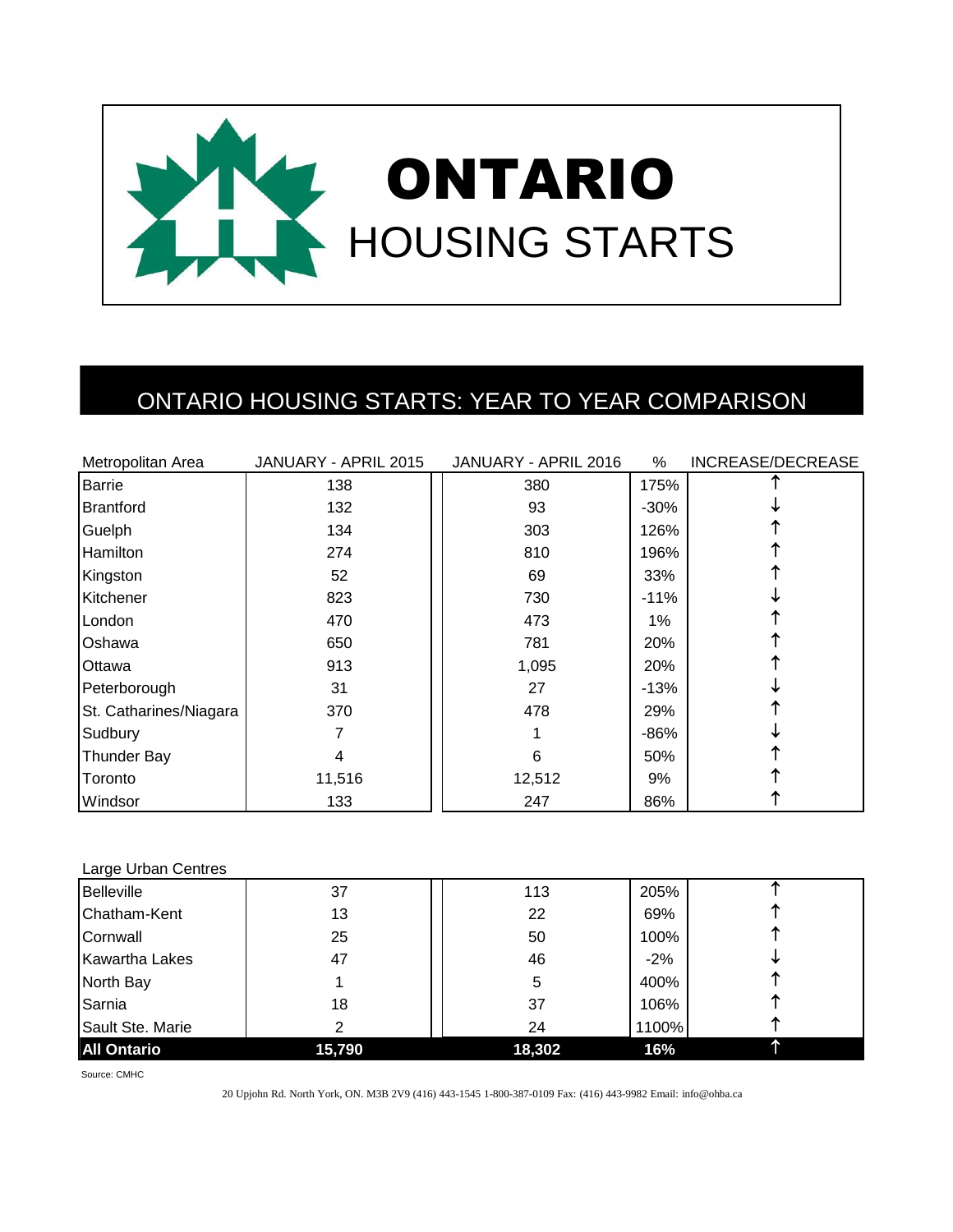# ONTARIO

## HOUSING STARTS

## ONTARIO HOUSING STARTS: YEAR TO YEAR COMPARISON

| Metropolitan Area | JANUARY - APRIL 2015 | JANUARY - APRIL 2016 | % | INCREASE/DECREASE |
|---|---|---|---|---|
| Barrie | 138 | 380 | 175% | ↑ |
| Brantford | 132 | 93 | -30% | ↓ |
| Guelph | 134 | 303 | 126% | ↑ |
| Hamilton | 274 | 810 | 196% | ↑ |
| Kingston | 52 | 69 | 33% | ↑ |
| Kitchener | 823 | 730 | -11% | ↓ |
| London | 470 | 473 | 1% | ↑ |
| Oshawa | 650 | 781 | 20% | ↑ |
| Ottawa | 913 | 1,095 | 20% | ↑ |
| Peterborough | 31 | 27 | -13% | ↓ |
| St. Catharines/Niagara | 370 | 478 | 29% | ↑ |
| Sudbury | 7 | 1 | -86% | ↓ |
| Thunder Bay | 4 | 6 | 50% | ↑ |
| Toronto | 11,516 | 12,512 | 9% | ↑ |
| Windsor | 133 | 247 | 86% | ↑ |
| **Large Urban Centres** | | | | |
| Belleville | 37 | 113 | 205% | ↑ |
| Chatham-Kent | 13 | 22 | 69% | ↑ |
| Cornwall | 25 | 50 | 100% | ↑ |
| Kawartha Lakes | 47 | 46 | -2% | ↓ |
| North Bay | 1 | 5 | 400% | ↑ |
| Sarnia | 18 | 37 | 106% | ↑ |
| Sault Ste. Marie | 2 | 24 | 1100% | ↑ |
| **All Ontario** | **15,790** | **18,302** | **16%** | ↑ |

Source: CMHC

20 Upjohn Rd. North York, ON. M3B 2V9 (416) 443-1545 1-800-387-0109 Fax: (416) 443-9982 Email: info@ohba.ca